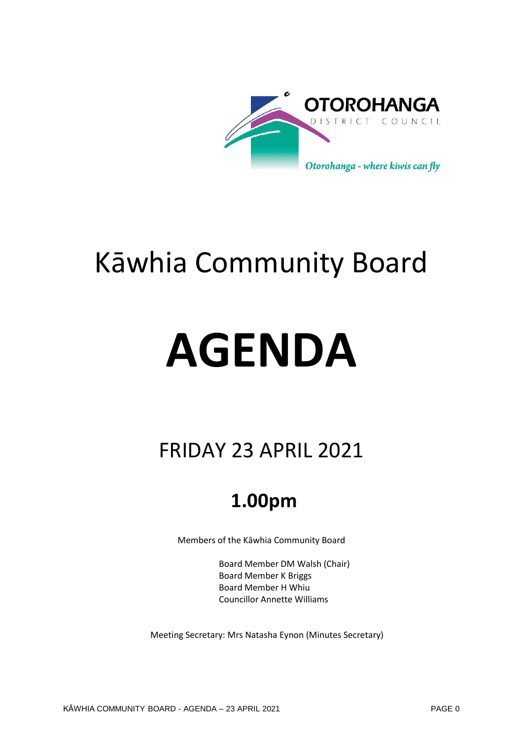# Kāwhia Community Board

# AGENDA

## FRIDAY 23 APRIL 2021

## 1.00pm

Members of the Kāwhia Community Board

Board Member DM Walsh (Chair)
Board Member K Briggs
Board Member H Whiu
Councillor Annette Williams

Meeting Secretary: Mrs Natasha Eynon (Minutes Secretary)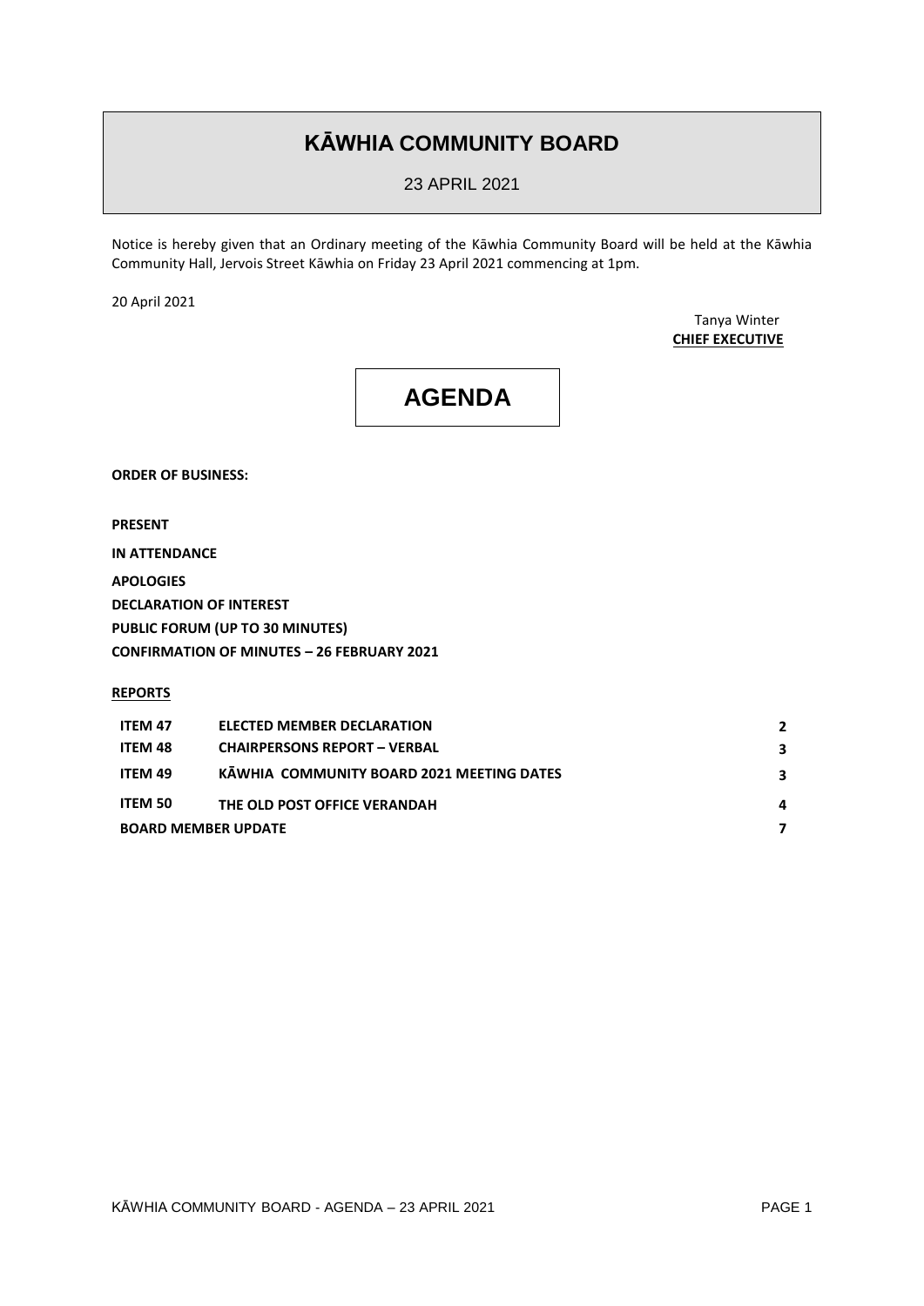# KĀWHIA COMMUNITY BOARD

23 APRIL 2021

Notice is hereby given that an Ordinary meeting of the Kāwhia Community Board will be held at the Kāwhia Community Hall, Jervois Street Kāwhia on Friday 23 April 2021 commencing at 1pm.

20 April 2021

Tanya Winter
**CHIEF EXECUTIVE**

# AGENDA

**ORDER OF BUSINESS:**

**PRESENT**

**IN ATTENDANCE**

**APOLOGIES**

**DECLARATION OF INTEREST**

**PUBLIC FORUM (UP TO 30 MINUTES)**

**CONFIRMATION OF MINUTES – 26 FEBRUARY 2021**

**REPORTS**

| | | |
|---|---|---|
| **ITEM 47** | **ELECTED MEMBER DECLARATION** | **2** |
| **ITEM 48** | **CHAIRPERSONS REPORT – VERBAL** | **3** |
| **ITEM 49** | **KĀWHIA COMMUNITY BOARD 2021 MEETING DATES** | **3** |
| **ITEM 50** | **THE OLD POST OFFICE VERANDAH** | **4** |
| **BOARD MEMBER UPDATE** | | **7** |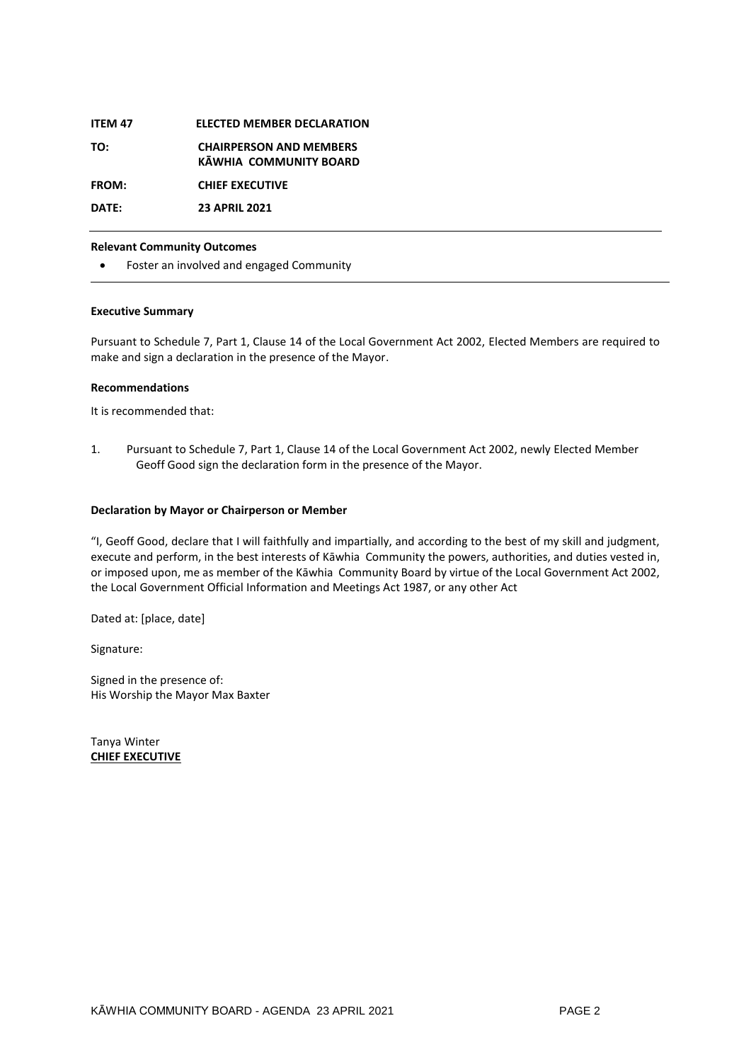**ITEM 47** **ELECTED MEMBER DECLARATION**

**TO:** **CHAIRPERSON AND MEMBERS KĀWHIA COMMUNITY BOARD**

**FROM:** **CHIEF EXECUTIVE**

**DATE:** **23 APRIL 2021**

---

**Relevant Community Outcomes**

- Foster an involved and engaged Community

---

**Executive Summary**

Pursuant to Schedule 7, Part 1, Clause 14 of the Local Government Act 2002, Elected Members are required to make and sign a declaration in the presence of the Mayor.

**Recommendations**

It is recommended that:

1. Pursuant to Schedule 7, Part 1, Clause 14 of the Local Government Act 2002, newly Elected Member Geoff Good sign the declaration form in the presence of the Mayor.

**Declaration by Mayor or Chairperson or Member**

"I, Geoff Good, declare that I will faithfully and impartially, and according to the best of my skill and judgment, execute and perform, in the best interests of Kāwhia Community the powers, authorities, and duties vested in, or imposed upon, me as member of the Kāwhia Community Board by virtue of the Local Government Act 2002, the Local Government Official Information and Meetings Act 1987, or any other Act

Dated at: [place, date]

Signature:

Signed in the presence of:
His Worship the Mayor Max Baxter

Tanya Winter
**CHIEF EXECUTIVE**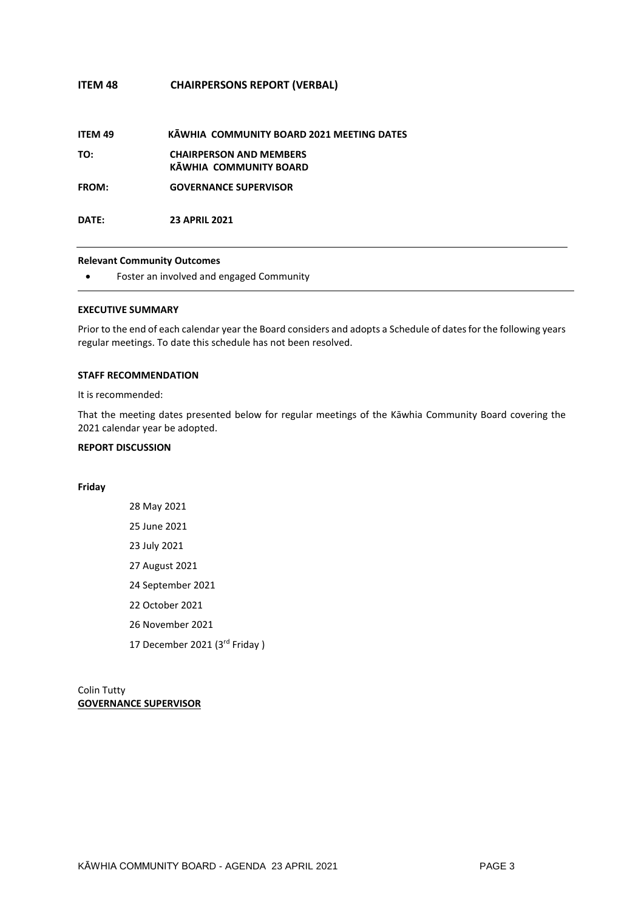## ITEM 48 CHAIRPERSONS REPORT (VERBAL)

## ITEM 49 KĀWHIA COMMUNITY BOARD 2021 MEETING DATES

**TO:** **CHAIRPERSON AND MEMBERS**
**KĀWHIA COMMUNITY BOARD**

**FROM:** **GOVERNANCE SUPERVISOR**

**DATE:** **23 APRIL 2021**

---

**Relevant Community Outcomes**

- Foster an involved and engaged Community

---

**EXECUTIVE SUMMARY**

Prior to the end of each calendar year the Board considers and adopts a Schedule of dates for the following years regular meetings. To date this schedule has not been resolved.

**STAFF RECOMMENDATION**

It is recommended:

That the meeting dates presented below for regular meetings of the Kāwhia Community Board covering the 2021 calendar year be adopted.

**REPORT DISCUSSION**

**Friday**

28 May 2021
25 June 2021
23 July 2021
27 August 2021
24 September 2021
22 October 2021
26 November 2021
17 December 2021 (3rd Friday )

Colin Tutty
**GOVERNANCE SUPERVISOR**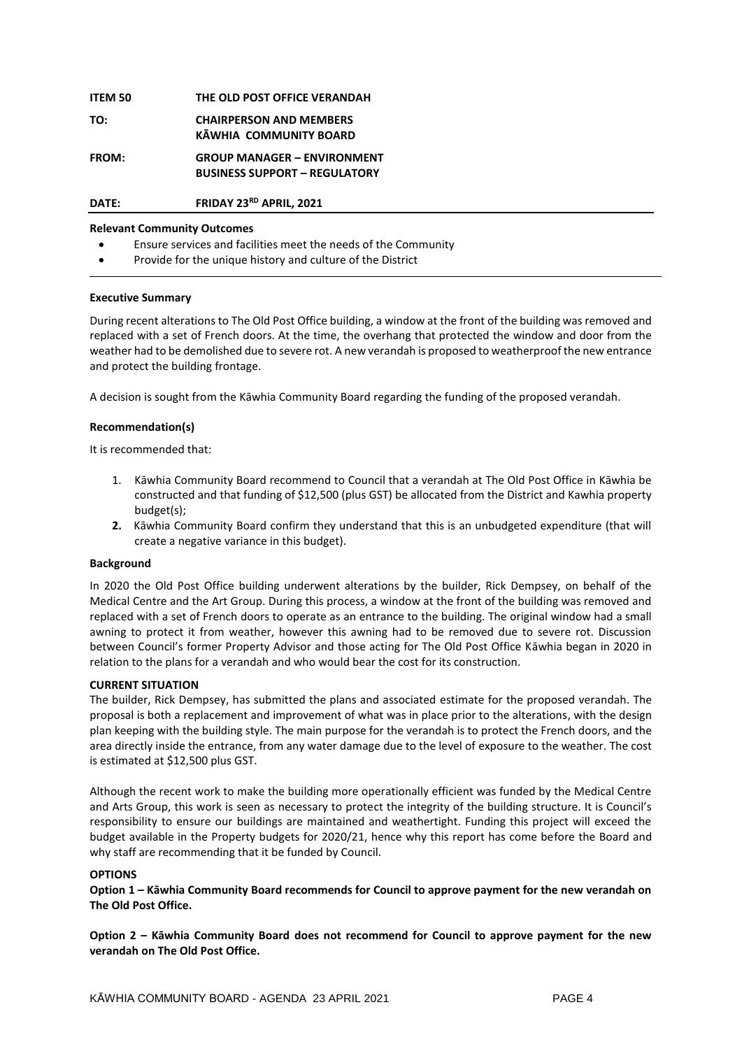| | |
|---|---|
| **ITEM 50** | **THE OLD POST OFFICE VERANDAH** |
| **TO:** | **CHAIRPERSON AND MEMBERS**<br>**KĀWHIA COMMUNITY BOARD** |
| **FROM:** | **GROUP MANAGER – ENVIRONMENT**<br>**BUSINESS SUPPORT – REGULATORY** |
| **DATE:** | **FRIDAY 23RD APRIL, 2021** |

**Relevant Community Outcomes**

- Ensure services and facilities meet the needs of the Community
- Provide for the unique history and culture of the District

**Executive Summary**

During recent alterations to The Old Post Office building, a window at the front of the building was removed and replaced with a set of French doors. At the time, the overhang that protected the window and door from the weather had to be demolished due to severe rot. A new verandah is proposed to weatherproof the new entrance and protect the building frontage.

A decision is sought from the Kāwhia Community Board regarding the funding of the proposed verandah.

**Recommendation(s)**

It is recommended that:

1. Kāwhia Community Board recommend to Council that a verandah at The Old Post Office in Kāwhia be constructed and that funding of $12,500 (plus GST) be allocated from the District and Kawhia property budget(s);
2. Kāwhia Community Board confirm they understand that this is an unbudgeted expenditure (that will create a negative variance in this budget).

**Background**

In 2020 the Old Post Office building underwent alterations by the builder, Rick Dempsey, on behalf of the Medical Centre and the Art Group. During this process, a window at the front of the building was removed and replaced with a set of French doors to operate as an entrance to the building. The original window had a small awning to protect it from weather, however this awning had to be removed due to severe rot. Discussion between Council's former Property Advisor and those acting for The Old Post Office Kāwhia began in 2020 in relation to the plans for a verandah and who would bear the cost for its construction.

**CURRENT SITUATION**

The builder, Rick Dempsey, has submitted the plans and associated estimate for the proposed verandah. The proposal is both a replacement and improvement of what was in place prior to the alterations, with the design plan keeping with the building style. The main purpose for the verandah is to protect the French doors, and the area directly inside the entrance, from any water damage due to the level of exposure to the weather. The cost is estimated at $12,500 plus GST.

Although the recent work to make the building more operationally efficient was funded by the Medical Centre and Arts Group, this work is seen as necessary to protect the integrity of the building structure. It is Council's responsibility to ensure our buildings are maintained and weathertight. Funding this project will exceed the budget available in the Property budgets for 2020/21, hence why this report has come before the Board and why staff are recommending that it be funded by Council.

**OPTIONS**

**Option 1 – Kāwhia Community Board recommends for Council to approve payment for the new verandah on The Old Post Office.**

**Option 2 – Kāwhia Community Board does not recommend for Council to approve payment for the new verandah on The Old Post Office.**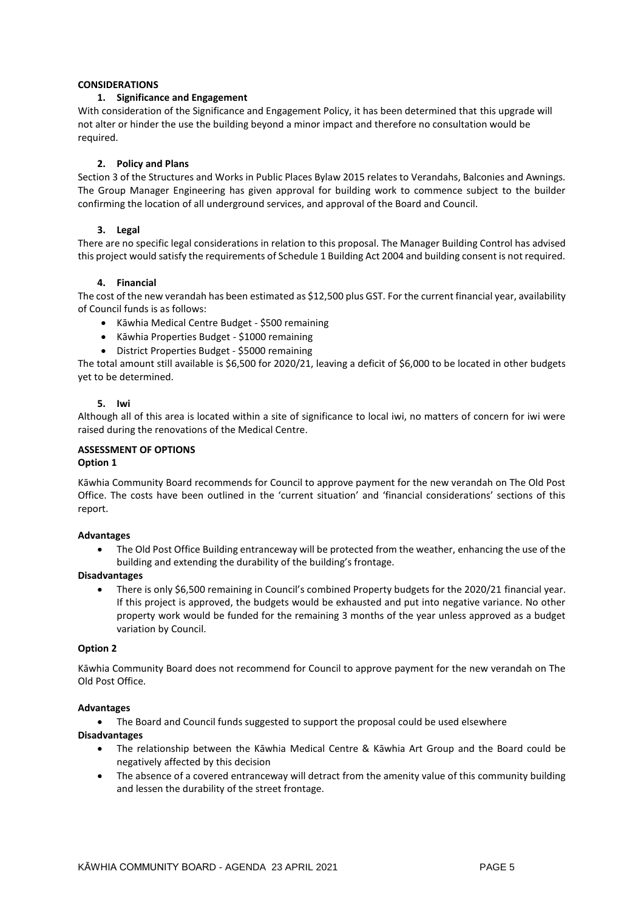**CONSIDERATIONS**

**1. Significance and Engagement**

With consideration of the Significance and Engagement Policy, it has been determined that this upgrade will not alter or hinder the use the building beyond a minor impact and therefore no consultation would be required.

**2. Policy and Plans**

Section 3 of the Structures and Works in Public Places Bylaw 2015 relates to Verandahs, Balconies and Awnings. The Group Manager Engineering has given approval for building work to commence subject to the builder confirming the location of all underground services, and approval of the Board and Council.

**3. Legal**

There are no specific legal considerations in relation to this proposal. The Manager Building Control has advised this project would satisfy the requirements of Schedule 1 Building Act 2004 and building consent is not required.

**4. Financial**

The cost of the new verandah has been estimated as $12,500 plus GST. For the current financial year, availability of Council funds is as follows:

- Kāwhia Medical Centre Budget - $500 remaining
- Kāwhia Properties Budget - $1000 remaining
- District Properties Budget - $5000 remaining

The total amount still available is $6,500 for 2020/21, leaving a deficit of $6,000 to be located in other budgets yet to be determined.

**5. Iwi**

Although all of this area is located within a site of significance to local iwi, no matters of concern for iwi were raised during the renovations of the Medical Centre.

**ASSESSMENT OF OPTIONS**

**Option 1**

Kāwhia Community Board recommends for Council to approve payment for the new verandah on The Old Post Office. The costs have been outlined in the 'current situation' and 'financial considerations' sections of this report.

**Advantages**

- The Old Post Office Building entranceway will be protected from the weather, enhancing the use of the building and extending the durability of the building's frontage.

**Disadvantages**

- There is only $6,500 remaining in Council's combined Property budgets for the 2020/21 financial year. If this project is approved, the budgets would be exhausted and put into negative variance. No other property work would be funded for the remaining 3 months of the year unless approved as a budget variation by Council.

**Option 2**

Kāwhia Community Board does not recommend for Council to approve payment for the new verandah on The Old Post Office.

**Advantages**

- The Board and Council funds suggested to support the proposal could be used elsewhere

**Disadvantages**

- The relationship between the Kāwhia Medical Centre & Kāwhia Art Group and the Board could be negatively affected by this decision
- The absence of a covered entranceway will detract from the amenity value of this community building and lessen the durability of the street frontage.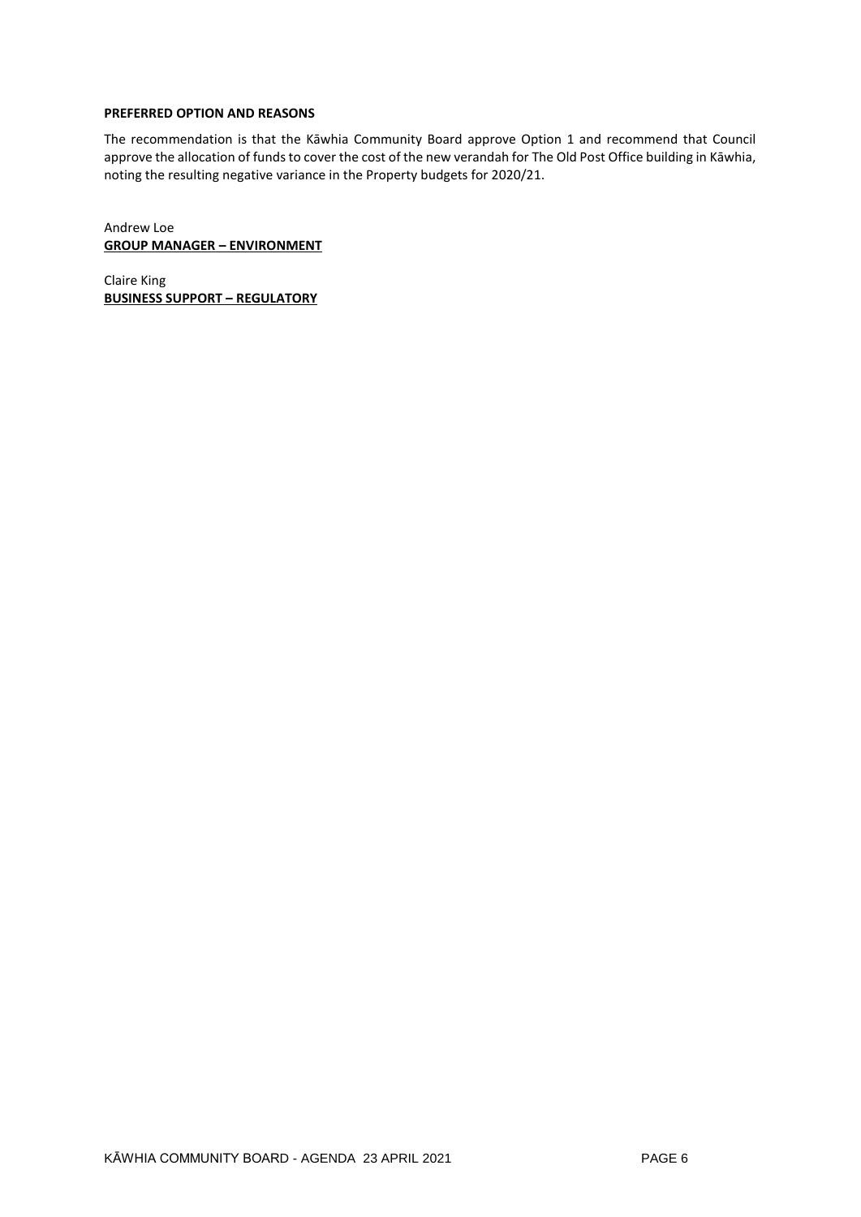**PREFERRED OPTION AND REASONS**

The recommendation is that the Kāwhia Community Board approve Option 1 and recommend that Council approve the allocation of funds to cover the cost of the new verandah for The Old Post Office building in Kāwhia, noting the resulting negative variance in the Property budgets for 2020/21.

Andrew Loe
**GROUP MANAGER – ENVIRONMENT**

Claire King
**BUSINESS SUPPORT – REGULATORY**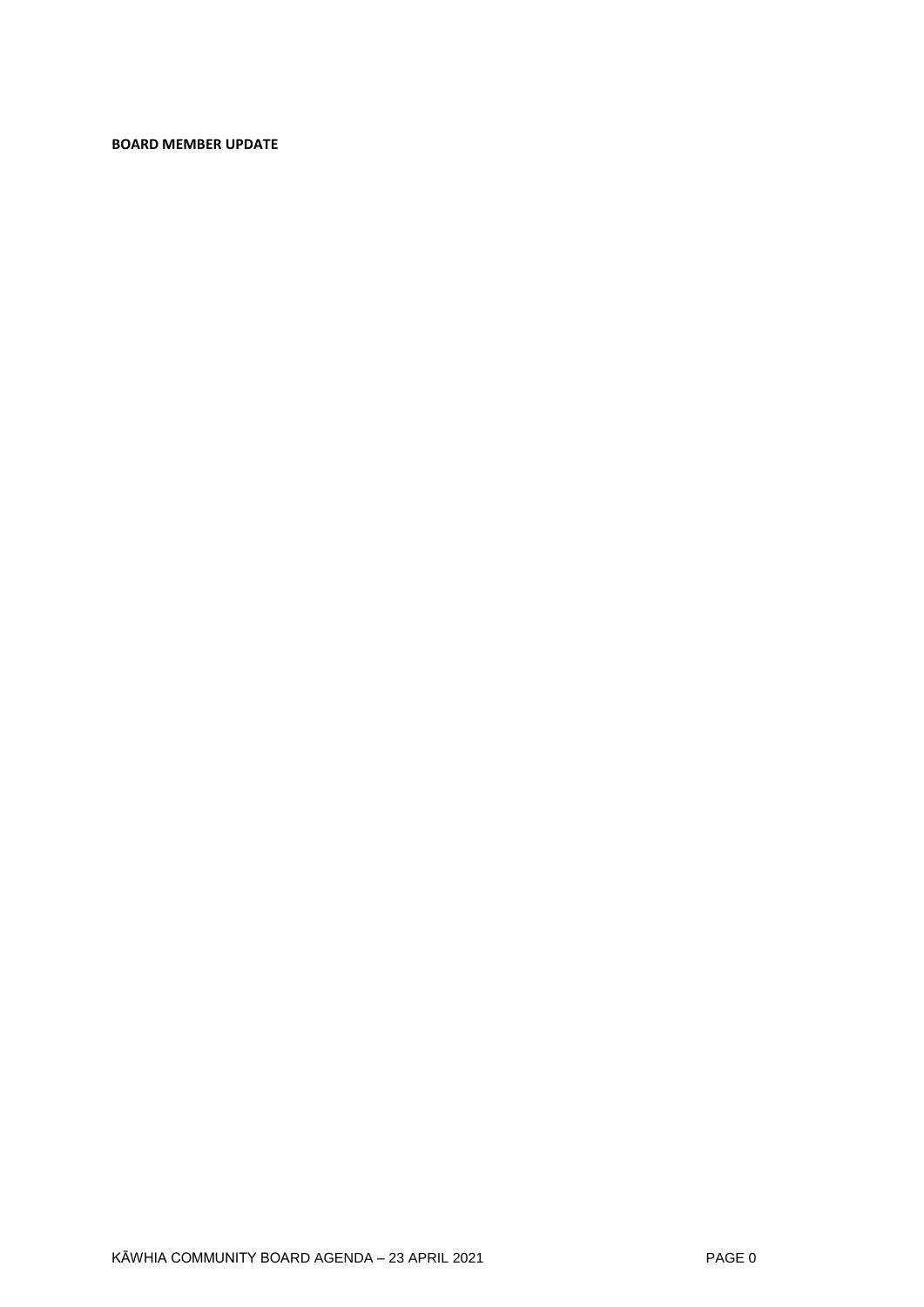**BOARD MEMBER UPDATE**